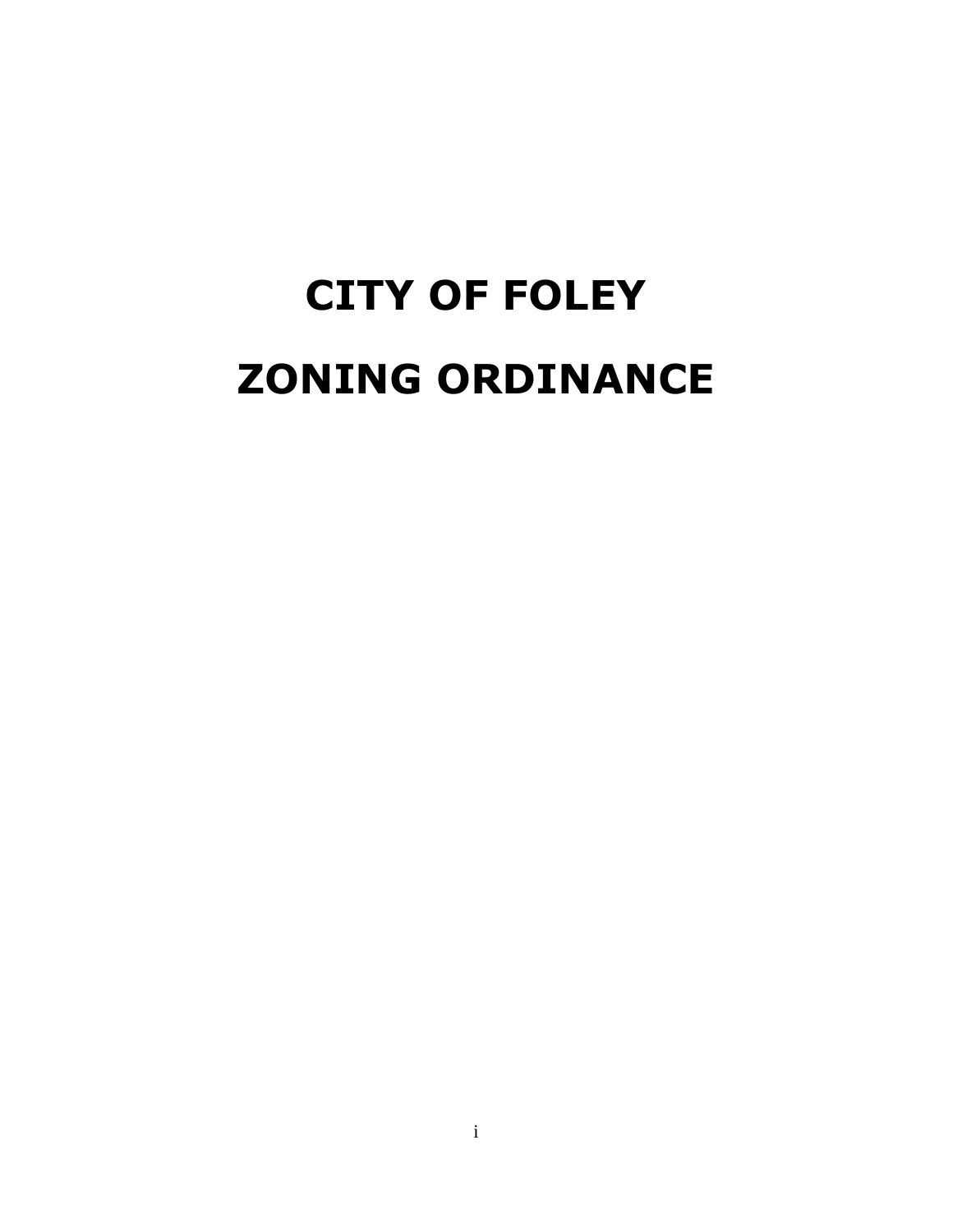# CITY OF FOLEY

# ZONING ORDINANCE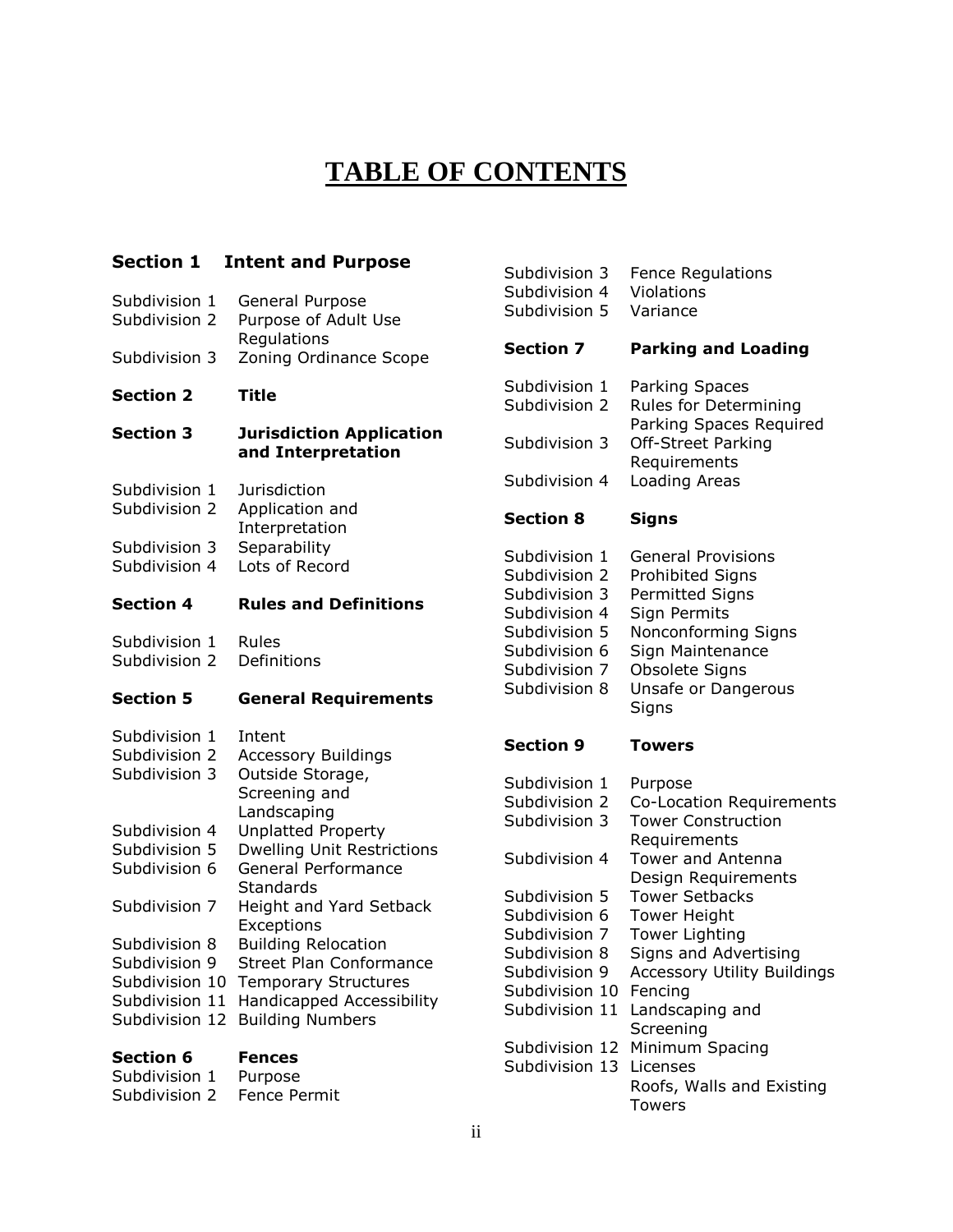# TABLE OF CONTENTS

**Section 1 Intent and Purpose**

- Subdivision 1 General Purpose
- Subdivision 2 Purpose of Adult Use Regulations
- Subdivision 3 Zoning Ordinance Scope

**Section 2 Title**

**Section 3 Jurisdiction Application and Interpretation**

- Subdivision 1 Jurisdiction
- Subdivision 2 Application and Interpretation
- Subdivision 3 Separability
- Subdivision 4 Lots of Record

**Section 4 Rules and Definitions**

- Subdivision 1 Rules
- Subdivision 2 Definitions

**Section 5 General Requirements**

- Subdivision 1 Intent
- Subdivision 2 Accessory Buildings
- Subdivision 3 Outside Storage, Screening and Landscaping
- Subdivision 4 Unplatted Property
- Subdivision 5 Dwelling Unit Restrictions
- Subdivision 6 General Performance Standards
- Subdivision 7 Height and Yard Setback Exceptions
- Subdivision 8 Building Relocation
- Subdivision 9 Street Plan Conformance
- Subdivision 10 Temporary Structures
- Subdivision 11 Handicapped Accessibility
- Subdivision 12 Building Numbers

**Section 6 Fences**

- Subdivision 1 Purpose
- Subdivision 2 Fence Permit
- Subdivision 3 Fence Regulations
- Subdivision 4 Violations
- Subdivision 5 Variance

**Section 7 Parking and Loading**

- Subdivision 1 Parking Spaces
- Subdivision 2 Rules for Determining Parking Spaces Required
- Subdivision 3 Off-Street Parking Requirements
- Subdivision 4 Loading Areas

**Section 8 Signs**

- Subdivision 1 General Provisions
- Subdivision 2 Prohibited Signs
- Subdivision 3 Permitted Signs
- Subdivision 4 Sign Permits
- Subdivision 5 Nonconforming Signs
- Subdivision 6 Sign Maintenance
- Subdivision 7 Obsolete Signs
- Subdivision 8 Unsafe or Dangerous Signs

**Section 9 Towers**

- Subdivision 1 Purpose
- Subdivision 2 Co-Location Requirements
- Subdivision 3 Tower Construction Requirements
- Subdivision 4 Tower and Antenna Design Requirements
- Subdivision 5 Tower Setbacks
- Subdivision 6 Tower Height
- Subdivision 7 Tower Lighting
- Subdivision 8 Signs and Advertising
- Subdivision 9 Accessory Utility Buildings
- Subdivision 10 Fencing
- Subdivision 11 Landscaping and Screening
- Subdivision 12 Minimum Spacing
- Subdivision 13 Licenses
  Roofs, Walls and Existing Towers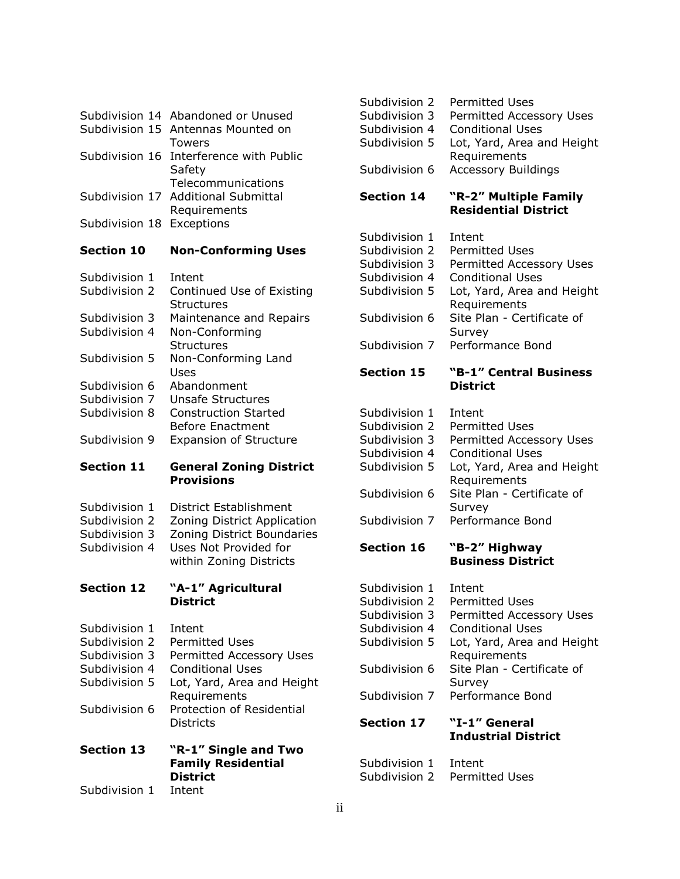Subdivision 14 Abandoned or Unused
Subdivision 15 Antennas Mounted on Towers
Subdivision 16 Interference with Public Safety Telecommunications
Subdivision 17 Additional Submittal Requirements
Subdivision 18 Exceptions

**Section 10 Non-Conforming Uses**

Subdivision 1 Intent
Subdivision 2 Continued Use of Existing Structures
Subdivision 3 Maintenance and Repairs
Subdivision 4 Non-Conforming Structures
Subdivision 5 Non-Conforming Land Uses
Subdivision 6 Abandonment
Subdivision 7 Unsafe Structures
Subdivision 8 Construction Started Before Enactment
Subdivision 9 Expansion of Structure

**Section 11 General Zoning District Provisions**

Subdivision 1 District Establishment
Subdivision 2 Zoning District Application
Subdivision 3 Zoning District Boundaries
Subdivision 4 Uses Not Provided for within Zoning Districts

**Section 12 "A-1" Agricultural District**

Subdivision 1 Intent
Subdivision 2 Permitted Uses
Subdivision 3 Permitted Accessory Uses
Subdivision 4 Conditional Uses
Subdivision 5 Lot, Yard, Area and Height Requirements
Subdivision 6 Protection of Residential Districts

**Section 13 "R-1" Single and Two Family Residential District**

Subdivision 1 Intent
Subdivision 2 Permitted Uses
Subdivision 3 Permitted Accessory Uses
Subdivision 4 Conditional Uses
Subdivision 5 Lot, Yard, Area and Height Requirements
Subdivision 6 Accessory Buildings

**Section 14 "R-2" Multiple Family Residential District**

Subdivision 1 Intent
Subdivision 2 Permitted Uses
Subdivision 3 Permitted Accessory Uses
Subdivision 4 Conditional Uses
Subdivision 5 Lot, Yard, Area and Height Requirements
Subdivision 6 Site Plan - Certificate of Survey
Subdivision 7 Performance Bond

**Section 15 "B-1" Central Business District**

Subdivision 1 Intent
Subdivision 2 Permitted Uses
Subdivision 3 Permitted Accessory Uses
Subdivision 4 Conditional Uses
Subdivision 5 Lot, Yard, Area and Height Requirements
Subdivision 6 Site Plan - Certificate of Survey
Subdivision 7 Performance Bond

**Section 16 "B-2" Highway Business District**

Subdivision 1 Intent
Subdivision 2 Permitted Uses
Subdivision 3 Permitted Accessory Uses
Subdivision 4 Conditional Uses
Subdivision 5 Lot, Yard, Area and Height Requirements
Subdivision 6 Site Plan - Certificate of Survey
Subdivision 7 Performance Bond

**Section 17 "I-1" General Industrial District**

Subdivision 1 Intent
Subdivision 2 Permitted Uses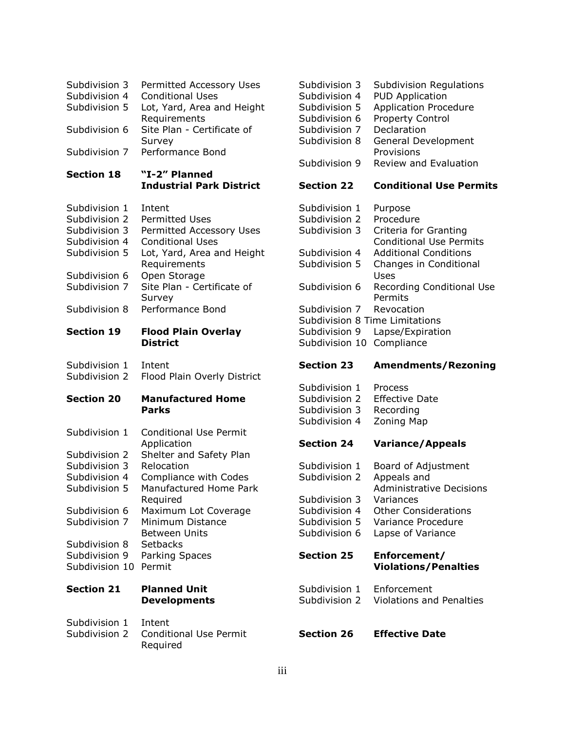| | |
|---|---|
| Subdivision 3 | Permitted Accessory Uses |
| Subdivision 4 | Conditional Uses |
| Subdivision 5 | Lot, Yard, Area and Height Requirements |
| Subdivision 6 | Site Plan - Certificate of Survey |
| Subdivision 7 | Performance Bond |

| **Section 18** | **"I-2" Planned Industrial Park District** |
|---|---|
| Subdivision 1 | Intent |
| Subdivision 2 | Permitted Uses |
| Subdivision 3 | Permitted Accessory Uses |
| Subdivision 4 | Conditional Uses |
| Subdivision 5 | Lot, Yard, Area and Height Requirements |
| Subdivision 6 | Open Storage |
| Subdivision 7 | Site Plan - Certificate of Survey |
| Subdivision 8 | Performance Bond |

| **Section 19** | **Flood Plain Overlay District** |
|---|---|
| Subdivision 1 | Intent |
| Subdivision 2 | Flood Plain Overly District |

| **Section 20** | **Manufactured Home Parks** |
|---|---|
| Subdivision 1 | Conditional Use Permit Application |
| Subdivision 2 | Shelter and Safety Plan |
| Subdivision 3 | Relocation |
| Subdivision 4 | Compliance with Codes |
| Subdivision 5 | Manufactured Home Park Required |
| Subdivision 6 | Maximum Lot Coverage |
| Subdivision 7 | Minimum Distance Between Units |
| Subdivision 8 | Setbacks |
| Subdivision 9 | Parking Spaces |
| Subdivision 10 | Permit |

| **Section 21** | **Planned Unit Developments** |
|---|---|
| Subdivision 1 | Intent |
| Subdivision 2 | Conditional Use Permit Required |
| Subdivision 3 | Subdivision Regulations |
| Subdivision 4 | PUD Application |
| Subdivision 5 | Application Procedure |
| Subdivision 6 | Property Control |
| Subdivision 7 | Declaration |
| Subdivision 8 | General Development Provisions |
| Subdivision 9 | Review and Evaluation |

| **Section 22** | **Conditional Use Permits** |
|---|---|
| Subdivision 1 | Purpose |
| Subdivision 2 | Procedure |
| Subdivision 3 | Criteria for Granting Conditional Use Permits |
| Subdivision 4 | Additional Conditions |
| Subdivision 5 | Changes in Conditional Uses |
| Subdivision 6 | Recording Conditional Use Permits |
| Subdivision 7 | Revocation |
| Subdivision 8 | Time Limitations |
| Subdivision 9 | Lapse/Expiration |
| Subdivision 10 | Compliance |

| **Section 23** | **Amendments/Rezoning** |
|---|---|
| Subdivision 1 | Process |
| Subdivision 2 | Effective Date |
| Subdivision 3 | Recording |
| Subdivision 4 | Zoning Map |

| **Section 24** | **Variance/Appeals** |
|---|---|
| Subdivision 1 | Board of Adjustment |
| Subdivision 2 | Appeals and Administrative Decisions |
| Subdivision 3 | Variances |
| Subdivision 4 | Other Considerations |
| Subdivision 5 | Variance Procedure |
| Subdivision 6 | Lapse of Variance |

| **Section 25** | **Enforcement/ Violations/Penalties** |
|---|---|
| Subdivision 1 | Enforcement |
| Subdivision 2 | Violations and Penalties |

| **Section 26** | **Effective Date** |
|---|---|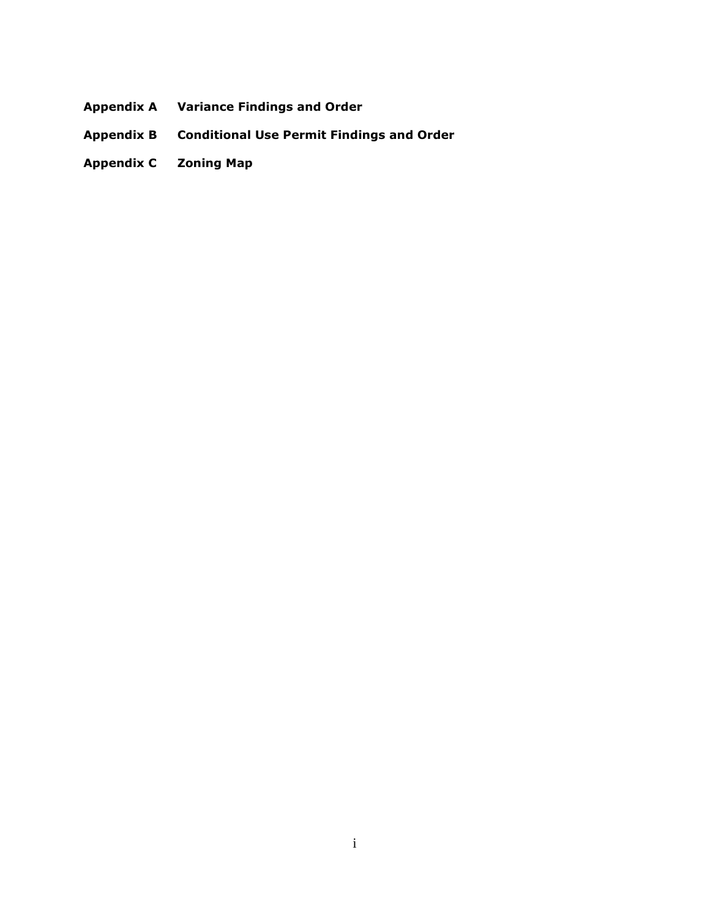**Appendix A** **Variance Findings and Order**

**Appendix B** **Conditional Use Permit Findings and Order**

**Appendix C** **Zoning Map**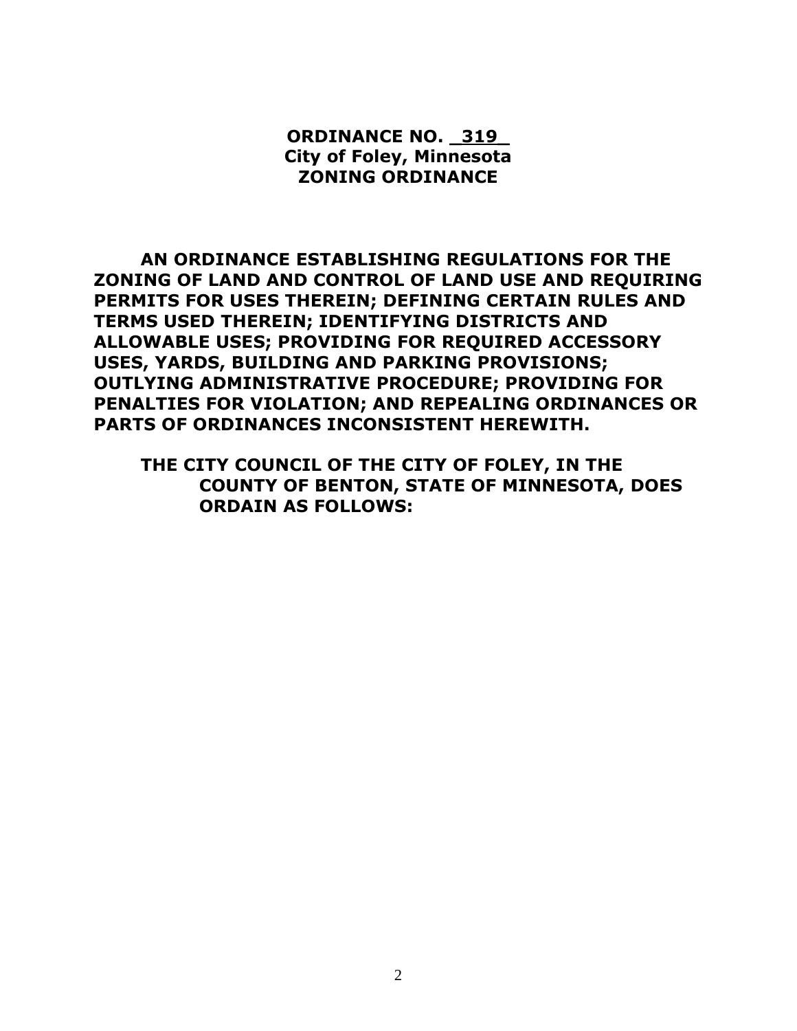**ORDINANCE NO. _319_**
**City of Foley, Minnesota**
**ZONING ORDINANCE**

**AN ORDINANCE ESTABLISHING REGULATIONS FOR THE ZONING OF LAND AND CONTROL OF LAND USE AND REQUIRING PERMITS FOR USES THEREIN; DEFINING CERTAIN RULES AND TERMS USED THEREIN; IDENTIFYING DISTRICTS AND ALLOWABLE USES; PROVIDING FOR REQUIRED ACCESSORY USES, YARDS, BUILDING AND PARKING PROVISIONS; OUTLYING ADMINISTRATIVE PROCEDURE; PROVIDING FOR PENALTIES FOR VIOLATION; AND REPEALING ORDINANCES OR PARTS OF ORDINANCES INCONSISTENT HEREWITH.**

**THE CITY COUNCIL OF THE CITY OF FOLEY, IN THE COUNTY OF BENTON, STATE OF MINNESOTA, DOES ORDAIN AS FOLLOWS:**